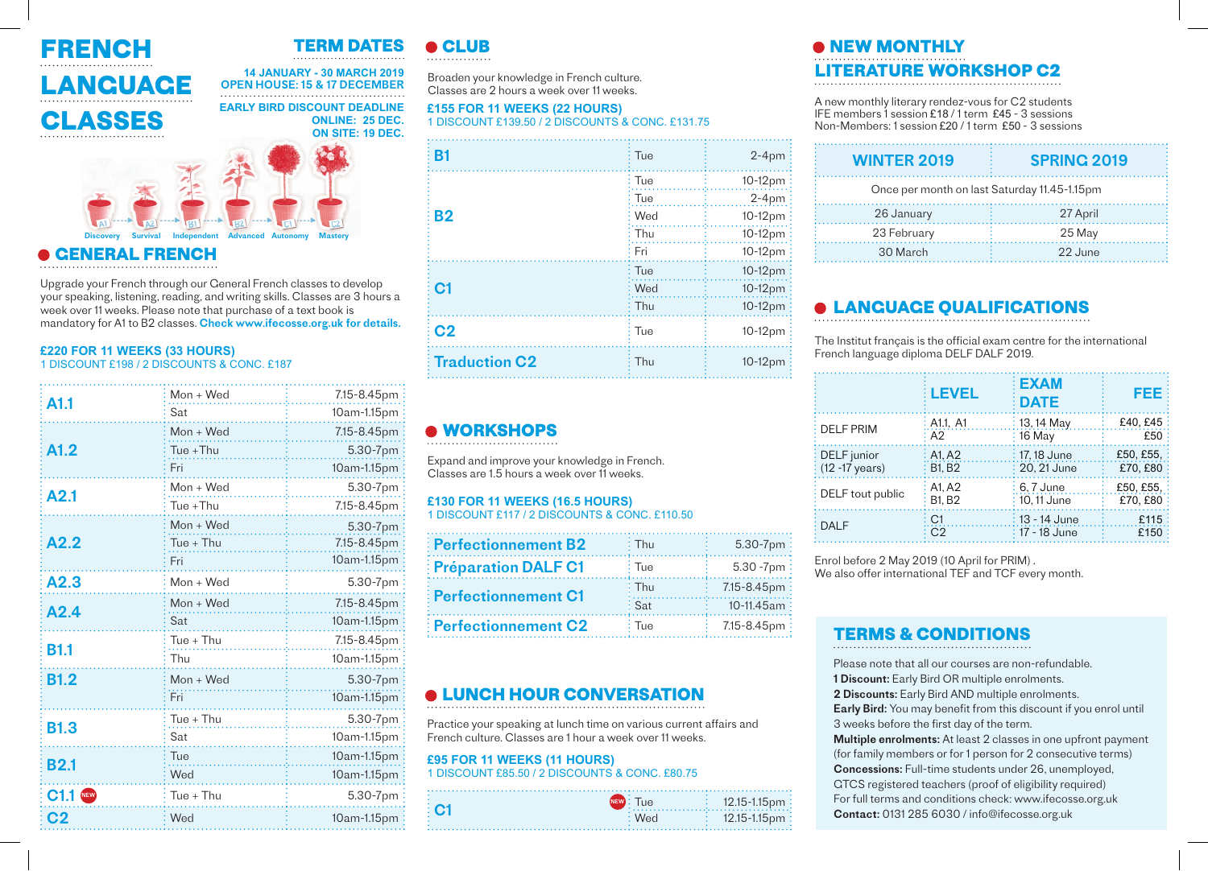# FRENCH LANGUAGE CLASSES

## TERM DATES

**14 JANUARY - 30 MARCH 2019**
**OPEN HOUSE: 15 & 17 DECEMBER**

**EARLY BIRD DISCOUNT DEADLINE**
**ONLINE: 25 DEC.**
**ON SITE: 19 DEC.**

A1 Discovery → A2 Survival → B1 Independent → B2 Advanced → C1 Autonomy → C2 Mastery

## GENERAL FRENCH

Upgrade your French through our General French classes to develop your speaking, listening, reading, and writing skills. Classes are 3 hours a week over 11 weeks. Please note that purchase of a text book is mandatory for A1 to B2 classes. **Check www.ifecosse.org.uk for details.**

**£220 FOR 11 WEEKS (33 HOURS)**
1 DISCOUNT £198 / 2 DISCOUNTS & CONC. £187

| Level | Days | Time |
|---|---|---|
| A1.1 | Mon + Wed | 7.15-8.45pm |
| | Sat | 10am-1.15pm |
| A1.2 | Mon + Wed | 7.15-8.45pm |
| | Tue + Thu | 5.30-7pm |
| | Fri | 10am-1.15pm |
| A2.1 | Mon + Wed | 5.30-7pm |
| | Tue + Thu | 7.15-8.45pm |
| A2.2 | Mon + Wed | 5.30-7pm |
| | Tue + Thu | 7.15-8.45pm |
| | Fri | 10am-1.15pm |
| A2.3 | Mon + Wed | 5.30-7pm |
| A2.4 | Mon + Wed | 7.15-8.45pm |
| | Sat | 10am-1.15pm |
| B1.1 | Tue + Thu | 7.15-8.45pm |
| | Thu | 10am-1.15pm |
| B1.2 | Mon + Wed | 5.30-7pm |
| | Fri | 10am-1.15pm |
| B1.3 | Tue + Thu | 5.30-7pm |
| | Sat | 10am-1.15pm |
| B2.1 | Tue | 10am-1.15pm |
| | Wed | 10am-1.15pm |
| C1.1 (NEW) | Tue + Thu | 5.30-7pm |
| C2 | Wed | 10am-1.15pm |

## CLUB

Broaden your knowledge in French culture. Classes are 2 hours a week over 11 weeks.

**£155 FOR 11 WEEKS (22 HOURS)**
1 DISCOUNT £139.50 / 2 DISCOUNTS & CONC. £131.75

| Level | Day | Time |
|---|---|---|
| B1 | Tue | 2-4pm |
| B2 | Tue | 10-12pm |
| | Tue | 2-4pm |
| | Wed | 10-12pm |
| | Thu | 10-12pm |
| | Fri | 10-12pm |
| C1 | Tue | 10-12pm |
| | Wed | 10-12pm |
| | Thu | 10-12pm |
| C2 | Tue | 10-12pm |
| Traduction C2 | Thu | 10-12pm |

## WORKSHOPS

Expand and improve your knowledge in French. Classes are 1.5 hours a week over 11 weeks.

**£130 FOR 11 WEEKS (16.5 HOURS)**
1 DISCOUNT £117 / 2 DISCOUNTS & CONC. £110.50

| Workshop | Day | Time |
|---|---|---|
| Perfectionnement B2 | Thu | 5.30-7pm |
| Préparation DALF C1 | Tue | 5.30 -7pm |
| Perfectionnement C1 | Thu | 7.15-8.45pm |
| | Sat | 10-11.45am |
| Perfectionnement C2 | Tue | 7.15-8.45pm |

## LUNCH HOUR CONVERSATION

Practice your speaking at lunch time on various current affairs and French culture. Classes are 1 hour a week over 11 weeks.

**£95 FOR 11 WEEKS (11 HOURS)**
1 DISCOUNT £85.50 / 2 DISCOUNTS & CONC. £80.75

| Level | Day | Time |
|---|---|---|
| C1 | Tue (NEW) | 12.15-1.15pm |
| | Wed | 12.15-1.15pm |

## NEW MONTHLY LITERATURE WORKSHOP C2

A new monthly literary rendez-vous for C2 students
IFE members 1 session £18 / 1 term £45 - 3 sessions
Non-Members: 1 session £20 / 1 term £50 - 3 sessions

| WINTER 2019 | SPRING 2019 |
|---|---|
| Once per month on last Saturday 11.45-1.15pm | |
| 26 January | 27 April |
| 23 February | 25 May |
| 30 March | 22 June |

## LANGUAGE QUALIFICATIONS

The Institut français is the official exam centre for the international French language diploma DELF DALF 2019.

| | LEVEL | EXAM DATE | FEE |
|---|---|---|---|
| DELF PRIM | A1.1, A1<br>A2 | 13, 14 May<br>16 May | £40, £45<br>£50 |
| DELF junior (12 -17 years) | A1, A2<br>B1, B2 | 17, 18 June<br>20, 21 June | £50, £55,<br>£70, £80 |
| DELF tout public | A1, A2<br>B1, B2 | 6, 7 June<br>10, 11 June | £50, £55,<br>£70, £80 |
| DALF | C1<br>C2 | 13 - 14 June<br>17 - 18 June | £115<br>£150 |

Enrol before 2 May 2019 (10 April for PRIM).
We also offer international TEF and TCF every month.

## TERMS & CONDITIONS

Please note that all our courses are non-refundable.
**1 Discount:** Early Bird OR multiple enrolments.
**2 Discounts:** Early Bird AND multiple enrolments.
**Early Bird:** You may benefit from this discount if you enrol until 3 weeks before the first day of the term.
**Multiple enrolments:** At least 2 classes in one upfront payment (for family members or for 1 person for 2 consecutive terms)
**Concessions:** Full-time students under 26, unemployed, GTCS registered teachers (proof of eligibility required)
For full terms and conditions check: www.ifecosse.org.uk
**Contact:** 0131 285 6030 / info@ifecosse.org.uk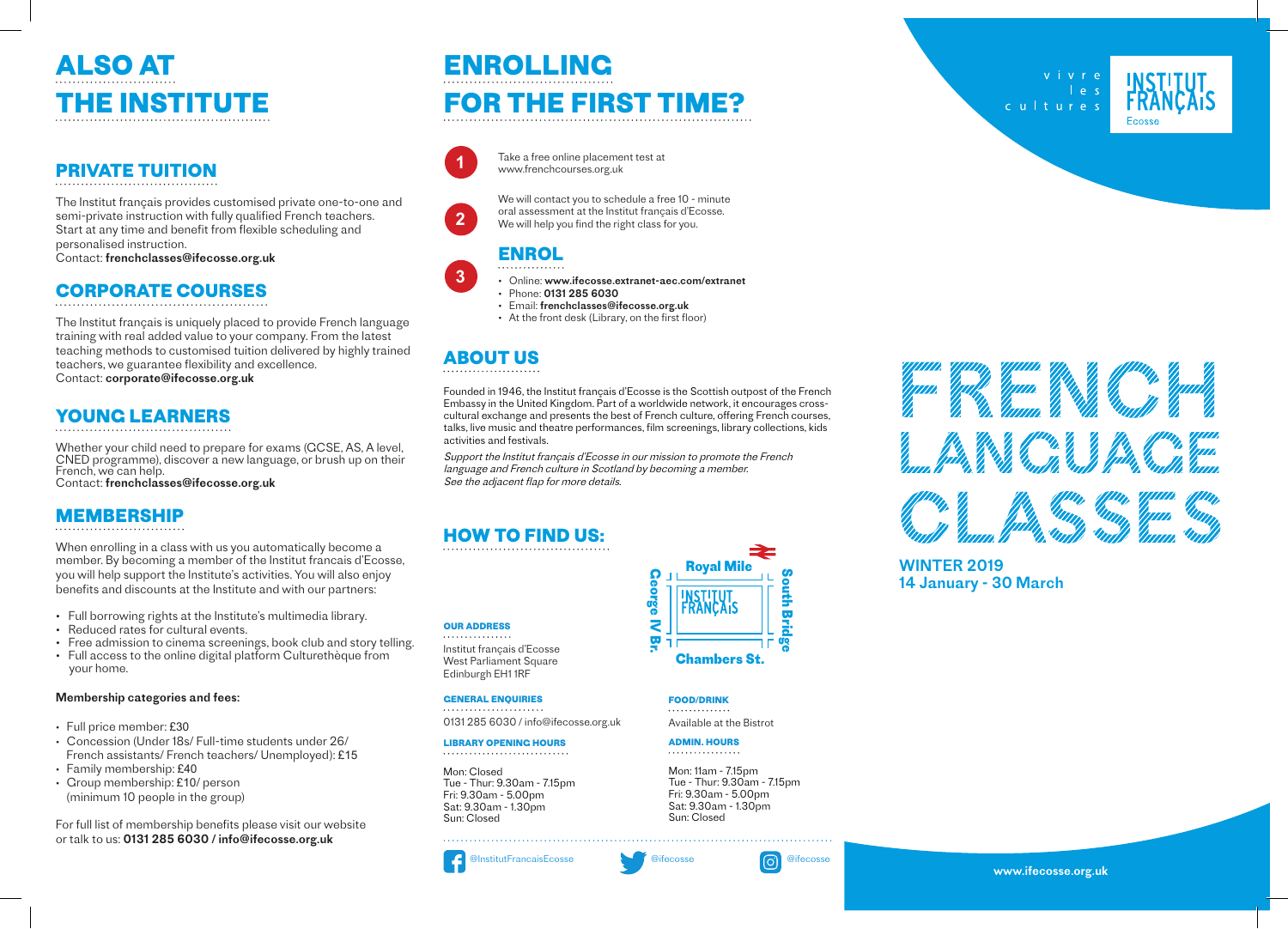# ALSO AT THE INSTITUTE

## PRIVATE TUITION

The Institut français provides customised private one-to-one and semi-private instruction with fully qualified French teachers. Start at any time and benefit from flexible scheduling and personalised instruction.
Contact: **frenchclasses@ifecosse.org.uk**

## CORPORATE COURSES

The Institut français is uniquely placed to provide French language training with real added value to your company. From the latest teaching methods to customised tuition delivered by highly trained teachers, we guarantee flexibility and excellence.
Contact: **corporate@ifecosse.org.uk**

## YOUNG LEARNERS

Whether your child need to prepare for exams (GCSE, AS, A level, CNED programme), discover a new language, or brush up on their French, we can help.
Contact: **frenchclasses@ifecosse.org.uk**

## MEMBERSHIP

When enrolling in a class with us you automatically become a member. By becoming a member of the Institut francais d'Ecosse, you will help support the Institute's activities. You will also enjoy benefits and discounts at the Institute and with our partners:

- Full borrowing rights at the Institute's multimedia library.
- Reduced rates for cultural events.
- Free admission to cinema screenings, book club and story telling.
- Full access to the online digital platform Culturethèque from your home.

**Membership categories and fees:**

- Full price member: £30
- Concession (Under 18s/ Full-time students under 26/ French assistants/ French teachers/ Unemployed): £15
- Family membership: £40
- Group membership: £10/ person (minimum 10 people in the group)

For full list of membership benefits please visit our website or talk to us: **0131 285 6030 / info@ifecosse.org.uk**

# ENROLLING FOR THE FIRST TIME?

1. Take a free online placement test at www.frenchcourses.org.uk
2. We will contact you to schedule a free 10 - minute oral assessment at the Institut français d'Ecosse. We will help you find the right class for you.
3. **ENROL**
   - Online: **www.ifecosse.extranet-aec.com/extranet**
   - Phone: **0131 285 6030**
   - Email: **frenchclasses@ifecosse.org.uk**
   - At the front desk (Library, on the first floor)

## ABOUT US

Founded in 1946, the Institut français d'Ecosse is the Scottish outpost of the French Embassy in the United Kingdom. Part of a worldwide network, it encourages cross-cultural exchange and presents the best of French culture, offering French courses, talks, live music and theatre performances, film screenings, library collections, kids activities and festivals.

*Support the Institut français d'Ecosse in our mission to promote the French language and French culture in Scotland by becoming a member. See the adjacent flap for more details.*

## HOW TO FIND US:

Royal Mile
George IV Br.
INSTITUT FRANÇAIS
South Bridge
Chambers St.

**OUR ADDRESS**

Institut français d'Ecosse
West Parliament Square
Edinburgh EH1 1RF

**GENERAL ENQUIRIES**

0131 285 6030 / info@ifecosse.org.uk

**LIBRARY OPENING HOURS**

Mon: Closed
Tue - Thur: 9.30am - 7.15pm
Fri: 9.30am - 5.00pm
Sat: 9.30am - 1.30pm
Sun: Closed

**FOOD/DRINK**

Available at the Bistrot

**ADMIN. HOURS**

Mon: 11am - 7.15pm
Tue - Thur: 9.30am - 7.15pm
Fri: 9.30am - 5.00pm
Sat: 9.30am - 1.30pm
Sun: Closed

@InstitutFrancaisEcosse @ifecosse @ifecosse

vivre les cultures

INSTITUT FRANÇAIS Ecosse

# FRENCH LANGUAGE CLASSES

**WINTER 2019**
**14 January - 30 March**

**www.ifecosse.org.uk**